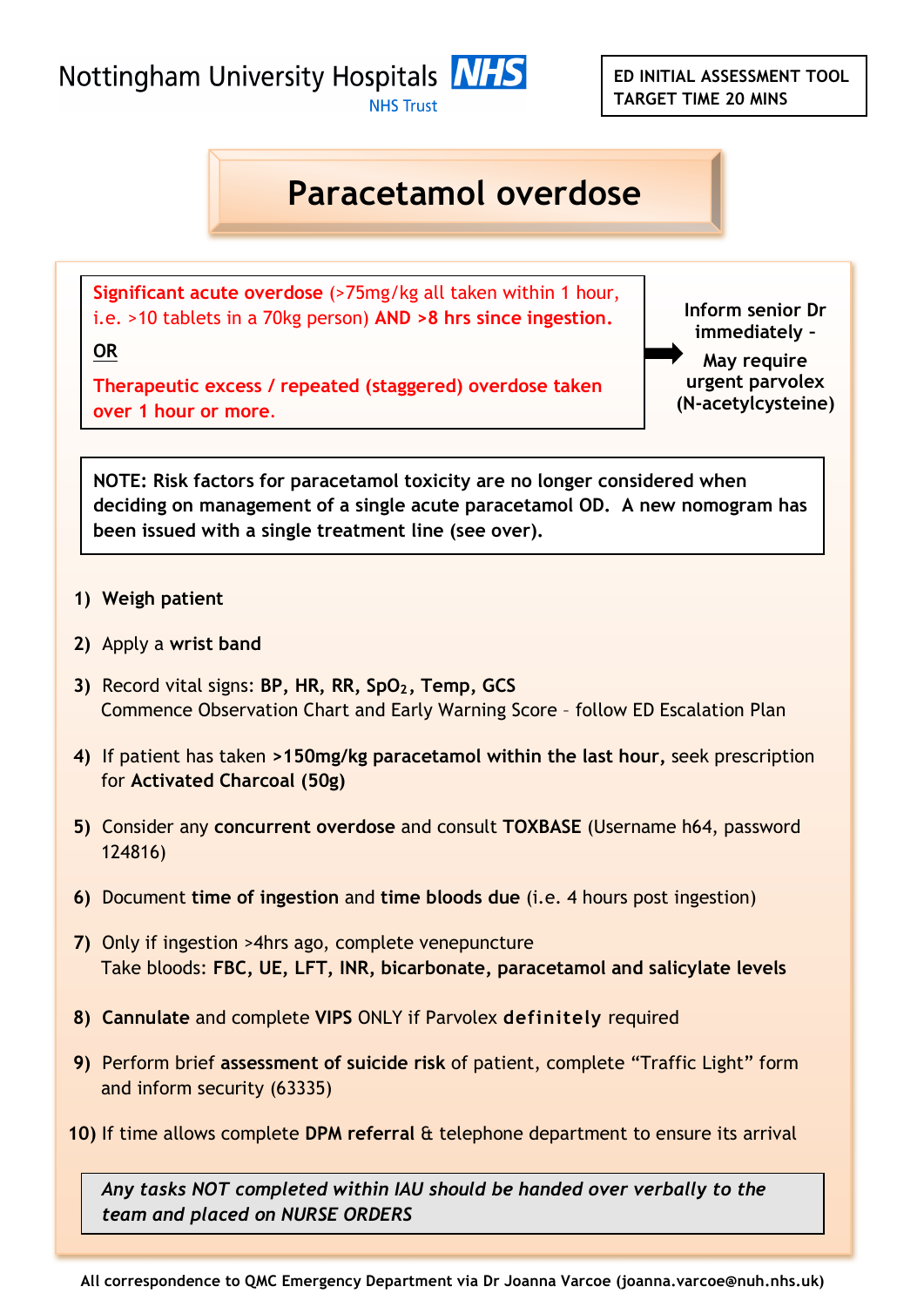Nottingham University Hospitals NHS Trust

**ED INITIAL ASSESSMENT TOOL**
**TARGET TIME 20 MINS**

# Paracetamol overdose

**Significant acute overdose** (>75mg/kg all taken within 1 hour, i.e. >10 tablets in a 70kg person) **AND >8 hrs since ingestion.**

**OR**

**Therapeutic excess / repeated (staggered) overdose taken over 1 hour or more.**

→ **Inform senior Dr immediately – May require urgent parvolex (N-acetylcysteine)**

**NOTE: Risk factors for paracetamol toxicity are no longer considered when deciding on management of a single acute paracetamol OD. A new nomogram has been issued with a single treatment line (see over).**

1) **Weigh patient**
2) Apply a **wrist band**
3) Record vital signs: **BP, HR, RR, $SpO_2$, Temp, GCS**
   Commence Observation Chart and Early Warning Score – follow ED Escalation Plan
4) If patient has taken **>150mg/kg paracetamol within the last hour,** seek prescription for **Activated Charcoal (50g)**
5) Consider any **concurrent overdose** and consult **TOXBASE** (Username h64, password 124816)
6) Document **time of ingestion** and **time bloods due** (i.e. 4 hours post ingestion)
7) Only if ingestion >4hrs ago, complete venepuncture
   Take bloods: **FBC, UE, LFT, INR, bicarbonate, paracetamol and salicylate levels**
8) **Cannulate** and complete **VIPS** ONLY if Parvolex **definitely** required
9) Perform brief **assessment of suicide risk** of patient, complete "Traffic Light" form and inform security (63335)
10) If time allows complete **DPM referral** & telephone department to ensure its arrival

***Any tasks NOT completed within IAU should be handed over verbally to the team and placed on NURSE ORDERS***

**All correspondence to QMC Emergency Department via Dr Joanna Varcoe (joanna.varcoe@nuh.nhs.uk)**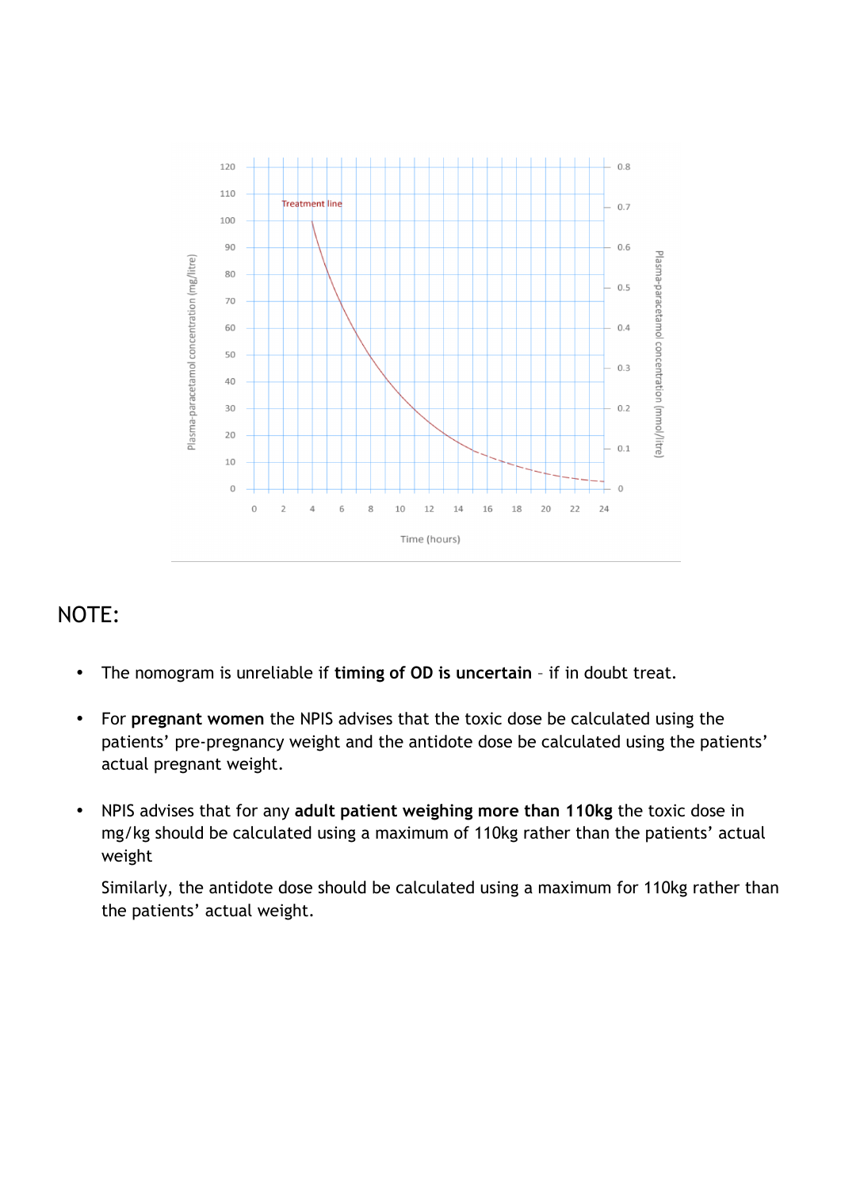Plasma-paracetamol concentration (mg/litre)

120
110
100
90
80
70
60
50
40
30
20
10
0

Treatment line

0.8
0.7
0.6
0.5
0.4
0.3
0.2
0.1
0

Plasma-paracetamol concentration (mmol/litre)

0 2 4 6 8 10 12 14 16 18 20 22 24

Time (hours)

# NOTE:

- The nomogram is unreliable if **timing of OD is uncertain** – if in doubt treat.
- For **pregnant women** the NPIS advises that the toxic dose be calculated using the patients' pre-pregnancy weight and the antidote dose be calculated using the patients' actual pregnant weight.
- NPIS advises that for any **adult patient weighing more than 110kg** the toxic dose in mg/kg should be calculated using a maximum of 110kg rather than the patients' actual weight

  Similarly, the antidote dose should be calculated using a maximum for 110kg rather than the patients' actual weight.